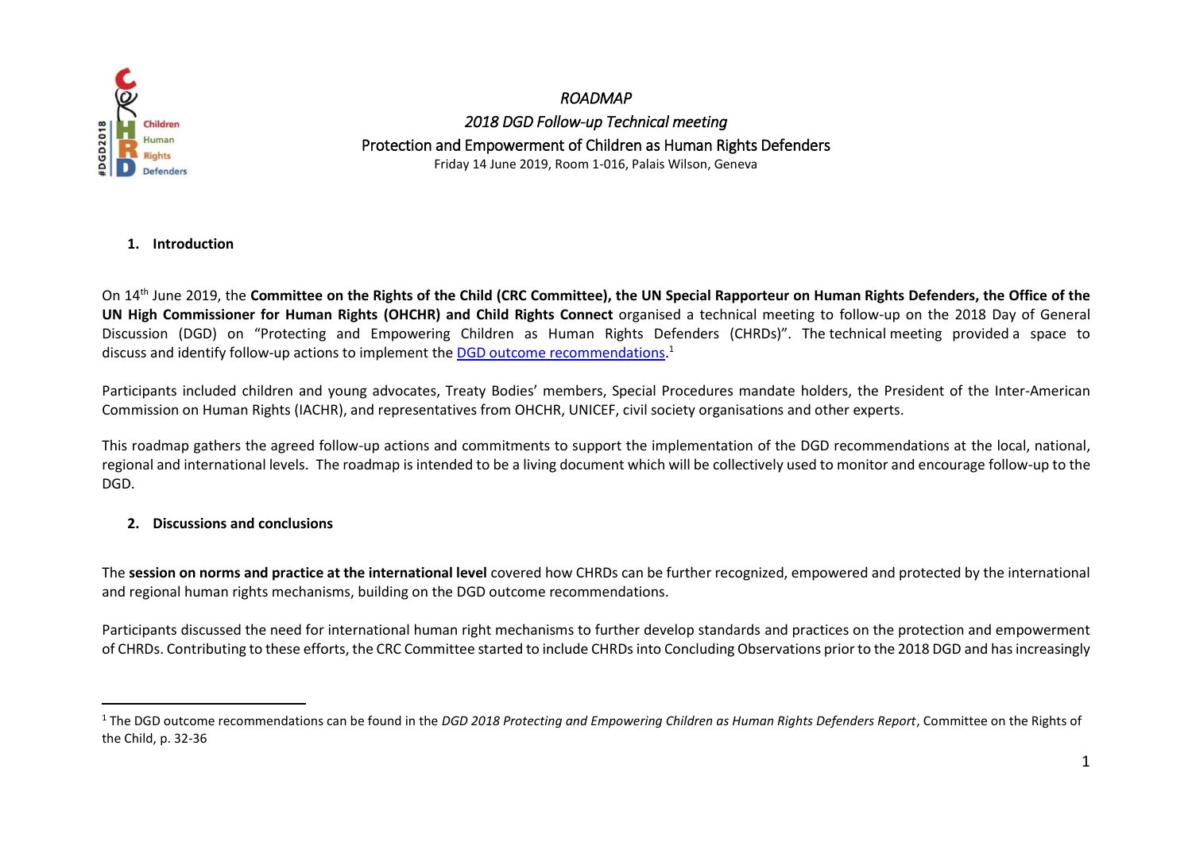*ROADMAP*

*2018 DGD Follow-up Technical meeting*

Protection and Empowerment of Children as Human Rights Defenders

Friday 14 June 2019, Room 1-016, Palais Wilson, Geneva

## 1. Introduction

On 14th June 2019, the **Committee on the Rights of the Child (CRC Committee), the UN Special Rapporteur on Human Rights Defenders, the Office of the UN High Commissioner for Human Rights (OHCHR) and Child Rights Connect** organised a technical meeting to follow-up on the 2018 Day of General Discussion (DGD) on "Protecting and Empowering Children as Human Rights Defenders (CHRDs)". The technical meeting provided a space to discuss and identify follow-up actions to implement the DGD outcome recommendations.[1]

Participants included children and young advocates, Treaty Bodies' members, Special Procedures mandate holders, the President of the Inter-American Commission on Human Rights (IACHR), and representatives from OHCHR, UNICEF, civil society organisations and other experts.

This roadmap gathers the agreed follow-up actions and commitments to support the implementation of the DGD recommendations at the local, national, regional and international levels. The roadmap is intended to be a living document which will be collectively used to monitor and encourage follow-up to the DGD.

## 2. Discussions and conclusions

The **session on norms and practice at the international level** covered how CHRDs can be further recognized, empowered and protected by the international and regional human rights mechanisms, building on the DGD outcome recommendations.

Participants discussed the need for international human right mechanisms to further develop standards and practices on the protection and empowerment of CHRDs. Contributing to these efforts, the CRC Committee started to include CHRDs into Concluding Observations prior to the 2018 DGD and has increasingly

---

[1] The DGD outcome recommendations can be found in the *DGD 2018 Protecting and Empowering Children as Human Rights Defenders Report*, Committee on the Rights of the Child, p. 32-36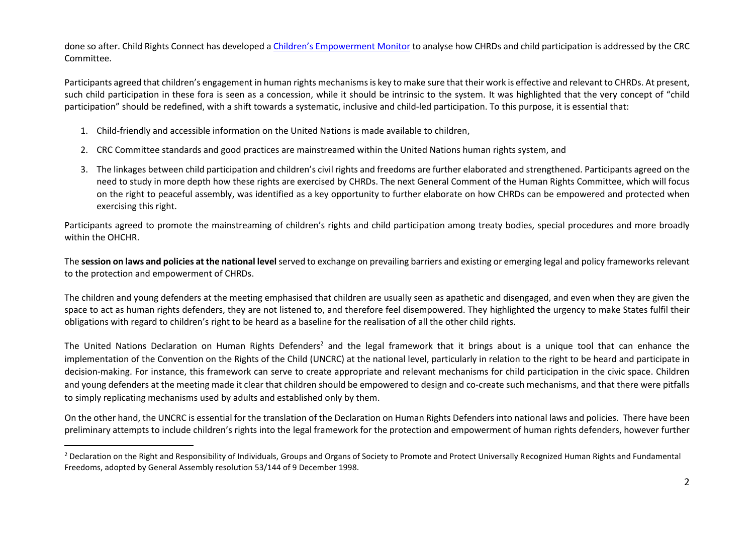done so after. Child Rights Connect has developed a Children's Empowerment Monitor to analyse how CHRDs and child participation is addressed by the CRC Committee.

Participants agreed that children's engagement in human rights mechanisms is key to make sure that their work is effective and relevant to CHRDs. At present, such child participation in these fora is seen as a concession, while it should be intrinsic to the system. It was highlighted that the very concept of "child participation" should be redefined, with a shift towards a systematic, inclusive and child-led participation. To this purpose, it is essential that:

1. Child-friendly and accessible information on the United Nations is made available to children,
2. CRC Committee standards and good practices are mainstreamed within the United Nations human rights system, and
3. The linkages between child participation and children's civil rights and freedoms are further elaborated and strengthened. Participants agreed on the need to study in more depth how these rights are exercised by CHRDs. The next General Comment of the Human Rights Committee, which will focus on the right to peaceful assembly, was identified as a key opportunity to further elaborate on how CHRDs can be empowered and protected when exercising this right.

Participants agreed to promote the mainstreaming of children's rights and child participation among treaty bodies, special procedures and more broadly within the OHCHR.

The **session on laws and policies at the national level** served to exchange on prevailing barriers and existing or emerging legal and policy frameworks relevant to the protection and empowerment of CHRDs.

The children and young defenders at the meeting emphasised that children are usually seen as apathetic and disengaged, and even when they are given the space to act as human rights defenders, they are not listened to, and therefore feel disempowered. They highlighted the urgency to make States fulfil their obligations with regard to children's right to be heard as a baseline for the realisation of all the other child rights.

The United Nations Declaration on Human Rights Defenders[2] and the legal framework that it brings about is a unique tool that can enhance the implementation of the Convention on the Rights of the Child (UNCRC) at the national level, particularly in relation to the right to be heard and participate in decision-making. For instance, this framework can serve to create appropriate and relevant mechanisms for child participation in the civic space. Children and young defenders at the meeting made it clear that children should be empowered to design and co-create such mechanisms, and that there were pitfalls to simply replicating mechanisms used by adults and established only by them.

On the other hand, the UNCRC is essential for the translation of the Declaration on Human Rights Defenders into national laws and policies. There have been preliminary attempts to include children's rights into the legal framework for the protection and empowerment of human rights defenders, however further

[2] Declaration on the Right and Responsibility of Individuals, Groups and Organs of Society to Promote and Protect Universally Recognized Human Rights and Fundamental Freedoms, adopted by General Assembly resolution 53/144 of 9 December 1998.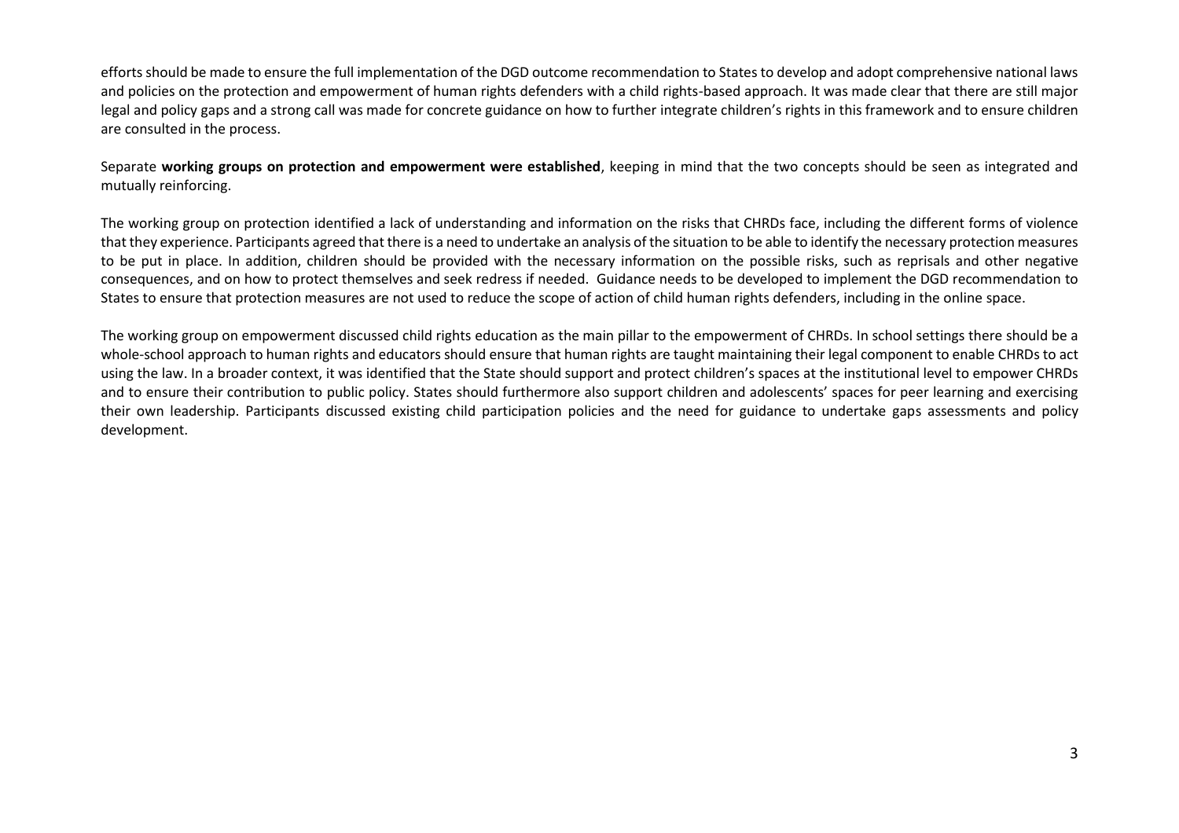efforts should be made to ensure the full implementation of the DGD outcome recommendation to States to develop and adopt comprehensive national laws and policies on the protection and empowerment of human rights defenders with a child rights-based approach. It was made clear that there are still major legal and policy gaps and a strong call was made for concrete guidance on how to further integrate children's rights in this framework and to ensure children are consulted in the process.

Separate **working groups on protection and empowerment were established**, keeping in mind that the two concepts should be seen as integrated and mutually reinforcing.

The working group on protection identified a lack of understanding and information on the risks that CHRDs face, including the different forms of violence that they experience. Participants agreed that there is a need to undertake an analysis of the situation to be able to identify the necessary protection measures to be put in place. In addition, children should be provided with the necessary information on the possible risks, such as reprisals and other negative consequences, and on how to protect themselves and seek redress if needed. Guidance needs to be developed to implement the DGD recommendation to States to ensure that protection measures are not used to reduce the scope of action of child human rights defenders, including in the online space.

The working group on empowerment discussed child rights education as the main pillar to the empowerment of CHRDs. In school settings there should be a whole-school approach to human rights and educators should ensure that human rights are taught maintaining their legal component to enable CHRDs to act using the law. In a broader context, it was identified that the State should support and protect children's spaces at the institutional level to empower CHRDs and to ensure their contribution to public policy. States should furthermore also support children and adolescents' spaces for peer learning and exercising their own leadership. Participants discussed existing child participation policies and the need for guidance to undertake gaps assessments and policy development.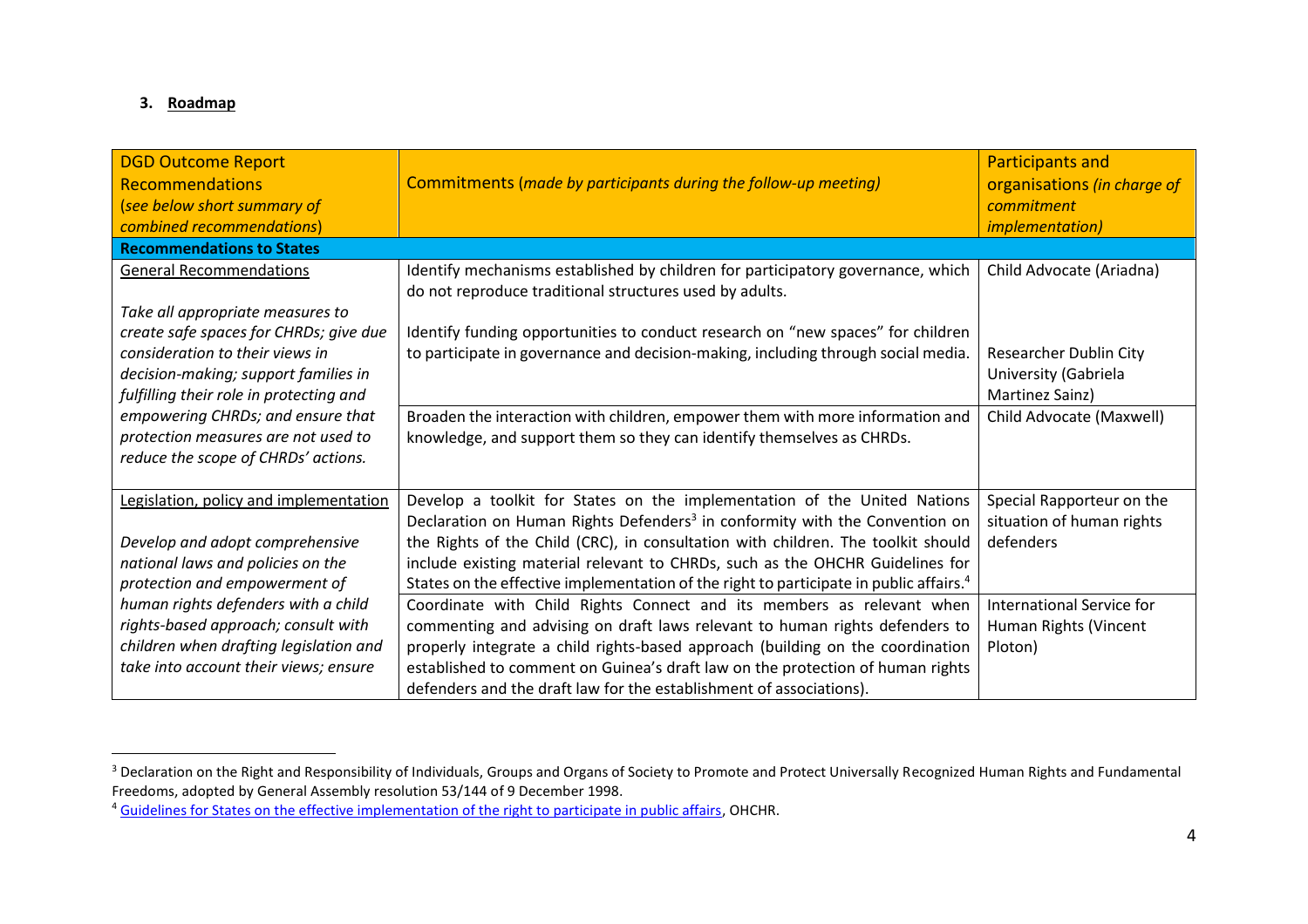### 3. Roadmap

| DGD Outcome Report Recommendations (*see below short summary of combined recommendations*) | Commitments (*made by participants during the follow-up meeting*) | Participants and organisations *(in charge of commitment implementation)* |
|---|---|---|
| **Recommendations to States** | | |
| General Recommendations<br><br>*Take all appropriate measures to create safe spaces for CHRDs; give due consideration to their views in decision-making; support families in fulfilling their role in protecting and empowering CHRDs; and ensure that protection measures are not used to reduce the scope of CHRDs' actions.* | Identify mechanisms established by children for participatory governance, which do not reproduce traditional structures used by adults.<br><br>Identify funding opportunities to conduct research on "new spaces" for children to participate in governance and decision-making, including through social media. | Child Advocate (Ariadna)<br><br>Researcher Dublin City University (Gabriela Martinez Sainz) |
| | Broaden the interaction with children, empower them with more information and knowledge, and support them so they can identify themselves as CHRDs. | Child Advocate (Maxwell) |
| Legislation, policy and implementation<br><br>*Develop and adopt comprehensive national laws and policies on the protection and empowerment of human rights defenders with a child rights-based approach; consult with children when drafting legislation and take into account their views; ensure* | Develop a toolkit for States on the implementation of the United Nations Declaration on Human Rights Defenders[3] in conformity with the Convention on the Rights of the Child (CRC), in consultation with children. The toolkit should include existing material relevant to CHRDs, such as the OHCHR Guidelines for States on the effective implementation of the right to participate in public affairs.[4] | Special Rapporteur on the situation of human rights defenders |
| | Coordinate with Child Rights Connect and its members as relevant when commenting and advising on draft laws relevant to human rights defenders to properly integrate a child rights-based approach (building on the coordination established to comment on Guinea's draft law on the protection of human rights defenders and the draft law for the establishment of associations). | International Service for Human Rights (Vincent Ploton) |

[3] Declaration on the Right and Responsibility of Individuals, Groups and Organs of Society to Promote and Protect Universally Recognized Human Rights and Fundamental Freedoms, adopted by General Assembly resolution 53/144 of 9 December 1998.

[4] Guidelines for States on the effective implementation of the right to participate in public affairs, OHCHR.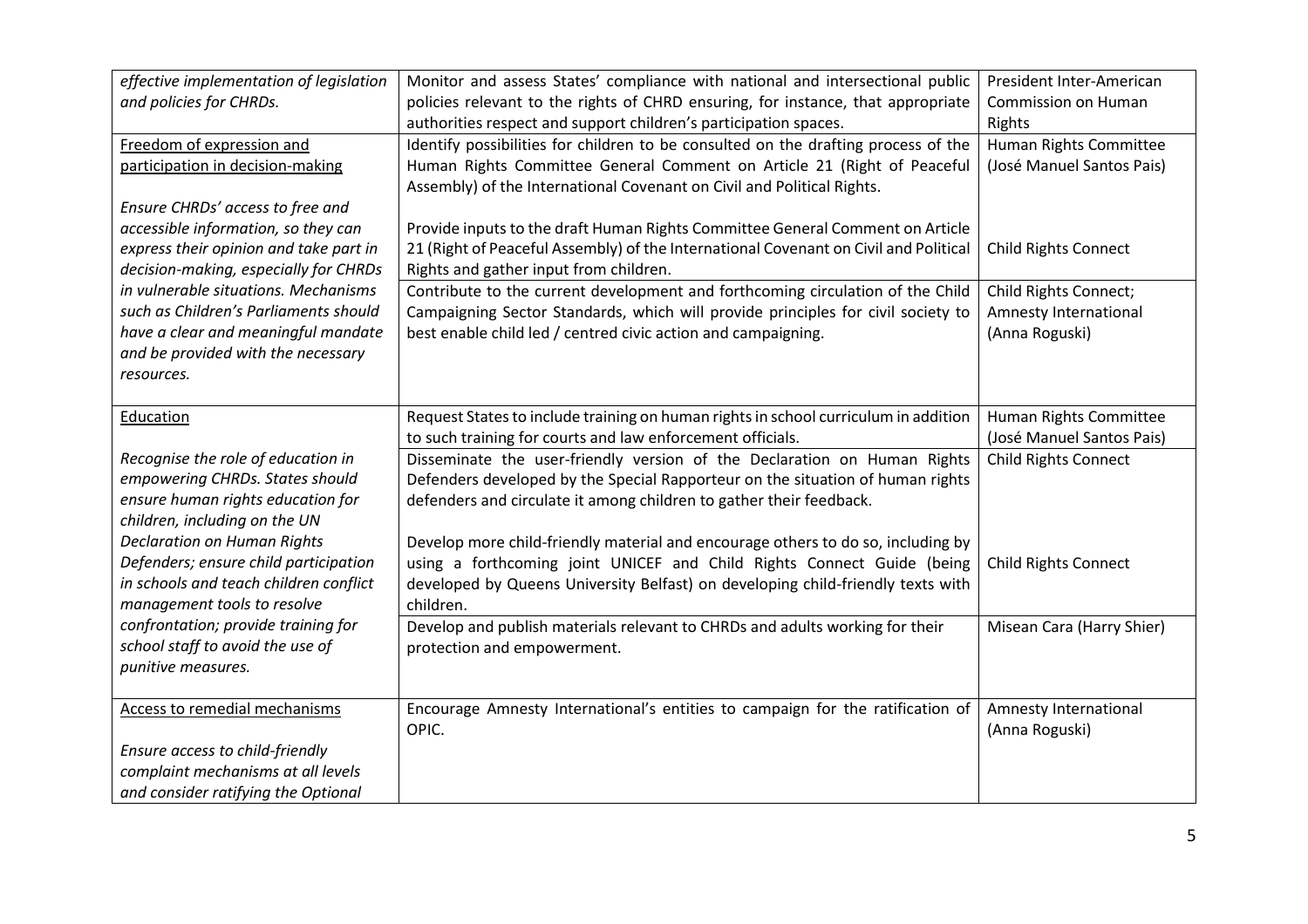| | | |
|---|---|---|
| *effective implementation of legislation and policies for CHRDs.* | Monitor and assess States' compliance with national and intersectional public policies relevant to the rights of CHRD ensuring, for instance, that appropriate authorities respect and support children's participation spaces. | President Inter-American Commission on Human Rights |
| Freedom of expression and participation in decision-making<br><br>*Ensure CHRDs' access to free and accessible information, so they can express their opinion and take part in decision-making, especially for CHRDs in vulnerable situations. Mechanisms such as Children's Parliaments should have a clear and meaningful mandate and be provided with the necessary resources.* | Identify possibilities for children to be consulted on the drafting process of the Human Rights Committee General Comment on Article 21 (Right of Peaceful Assembly) of the International Covenant on Civil and Political Rights.<br><br>Provide inputs to the draft Human Rights Committee General Comment on Article 21 (Right of Peaceful Assembly) of the International Covenant on Civil and Political Rights and gather input from children. | Human Rights Committee (José Manuel Santos Pais)<br><br>Child Rights Connect |
| | Contribute to the current development and forthcoming circulation of the Child Campaigning Sector Standards, which will provide principles for civil society to best enable child led / centred civic action and campaigning. | Child Rights Connect; Amnesty International (Anna Roguski) |
| Education<br><br>*Recognise the role of education in empowering CHRDs. States should ensure human rights education for children, including on the UN Declaration on Human Rights Defenders; ensure child participation in schools and teach children conflict management tools to resolve confrontation; provide training for school staff to avoid the use of punitive measures.* | Request States to include training on human rights in school curriculum in addition to such training for courts and law enforcement officials. | Human Rights Committee (José Manuel Santos Pais) |
| | Disseminate the user-friendly version of the Declaration on Human Rights Defenders developed by the Special Rapporteur on the situation of human rights defenders and circulate it among children to gather their feedback.<br><br>Develop more child-friendly material and encourage others to do so, including by using a forthcoming joint UNICEF and Child Rights Connect Guide (being developed by Queens University Belfast) on developing child-friendly texts with children. | Child Rights Connect<br><br>Child Rights Connect |
| | Develop and publish materials relevant to CHRDs and adults working for their protection and empowerment. | Misean Cara (Harry Shier) |
| Access to remedial mechanisms<br><br>*Ensure access to child-friendly complaint mechanisms at all levels and consider ratifying the Optional* | Encourage Amnesty International's entities to campaign for the ratification of OPIC. | Amnesty International (Anna Roguski) |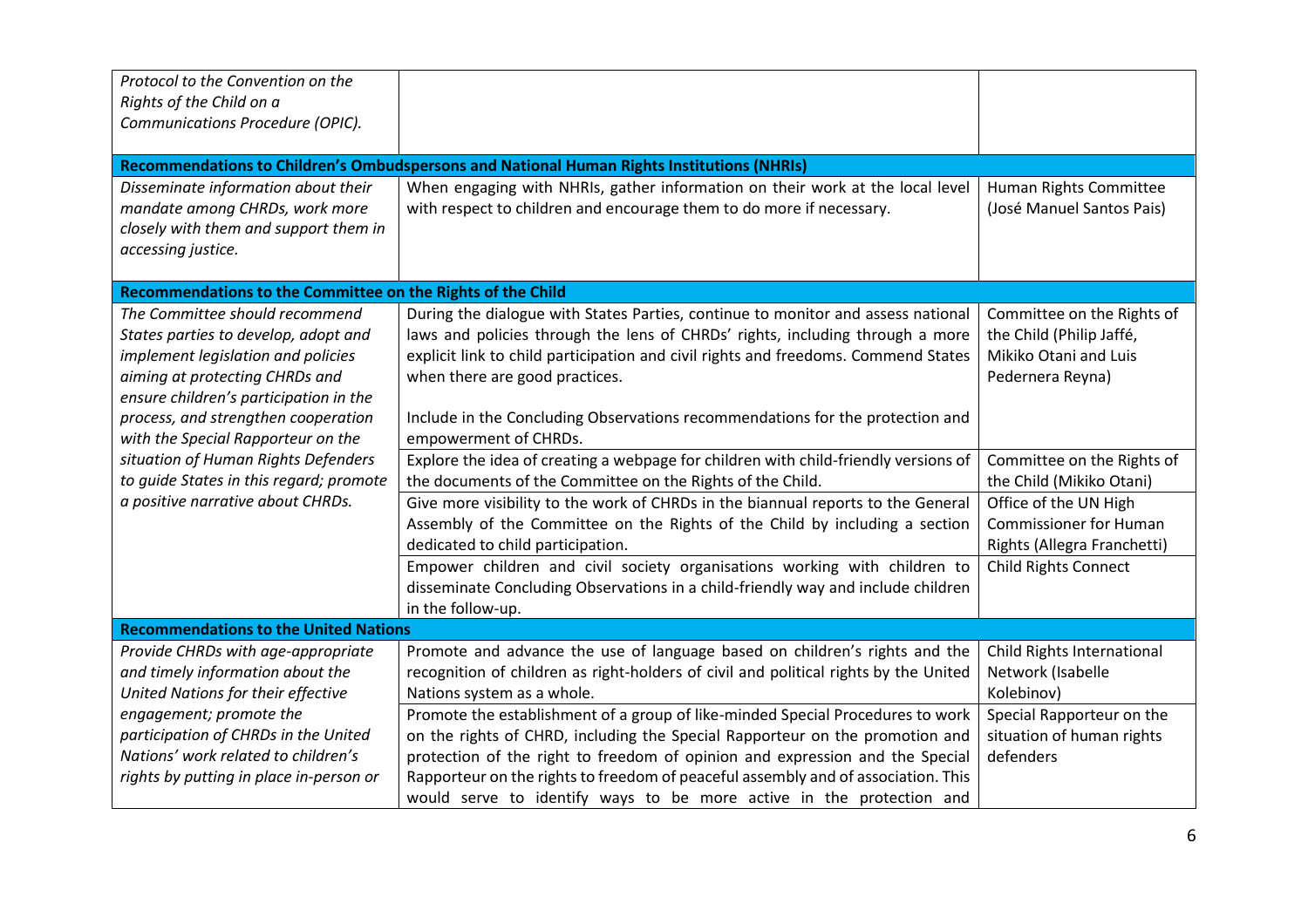| | | |
|---|---|---|
| *Protocol to the Convention on the Rights of the Child on a Communications Procedure (OPIC).* | | |
| **Recommendations to Children's Ombudspersons and National Human Rights Institutions (NHRIs)** | | |
| *Disseminate information about their mandate among CHRDs, work more closely with them and support them in accessing justice.* | When engaging with NHRIs, gather information on their work at the local level with respect to children and encourage them to do more if necessary. | Human Rights Committee (José Manuel Santos Pais) |
| **Recommendations to the Committee on the Rights of the Child** | | |
| *The Committee should recommend States parties to develop, adopt and implement legislation and policies aiming at protecting CHRDs and ensure children's participation in the process, and strengthen cooperation with the Special Rapporteur on the situation of Human Rights Defenders to guide States in this regard; promote a positive narrative about CHRDs.* | During the dialogue with States Parties, continue to monitor and assess national laws and policies through the lens of CHRDs' rights, including through a more explicit link to child participation and civil rights and freedoms. Commend States when there are good practices.<br><br>Include in the Concluding Observations recommendations for the protection and empowerment of CHRDs. | Committee on the Rights of the Child (Philip Jaffé, Mikiko Otani and Luis Pedernera Reyna) |
| | Explore the idea of creating a webpage for children with child-friendly versions of the documents of the Committee on the Rights of the Child. | Committee on the Rights of the Child (Mikiko Otani) |
| | Give more visibility to the work of CHRDs in the biannual reports to the General Assembly of the Committee on the Rights of the Child by including a section dedicated to child participation. | Office of the UN High Commissioner for Human Rights (Allegra Franchetti) |
| | Empower children and civil society organisations working with children to disseminate Concluding Observations in a child-friendly way and include children in the follow-up. | Child Rights Connect |
| **Recommendations to the United Nations** | | |
| *Provide CHRDs with age-appropriate and timely information about the United Nations for their effective engagement; promote the participation of CHRDs in the United Nations' work related to children's rights by putting in place in-person or* | Promote and advance the use of language based on children's rights and the recognition of children as right-holders of civil and political rights by the United Nations system as a whole. | Child Rights International Network (Isabelle Kolebinov) |
| | Promote the establishment of a group of like-minded Special Procedures to work on the rights of CHRD, including the Special Rapporteur on the promotion and protection of the right to freedom of opinion and expression and the Special Rapporteur on the rights to freedom of peaceful assembly and of association. This would serve to identify ways to be more active in the protection and | Special Rapporteur on the situation of human rights defenders |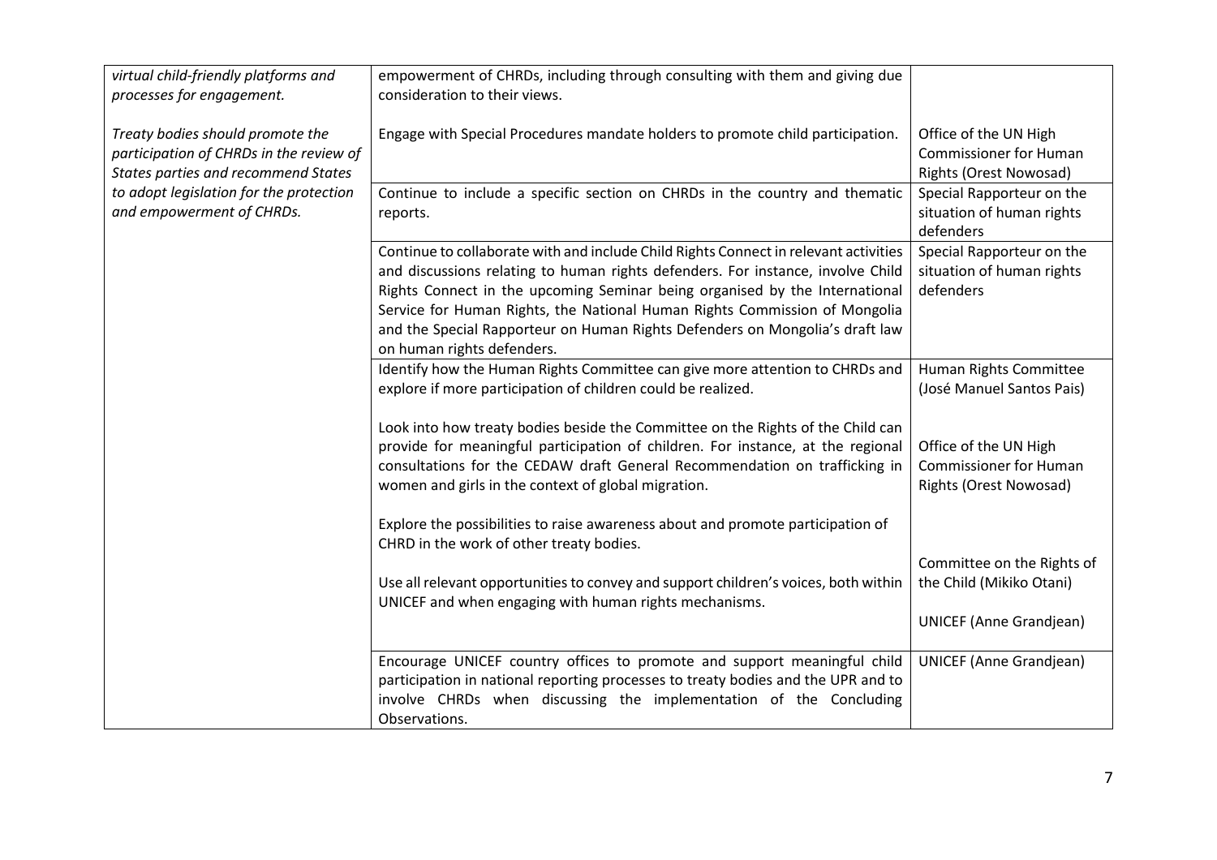| | | |
|---|---|---|
| *virtual child-friendly platforms and processes for engagement.*<br><br>*Treaty bodies should promote the participation of CHRDs in the review of States parties and recommend States to adopt legislation for the protection and empowerment of CHRDs.* | empowerment of CHRDs, including through consulting with them and giving due consideration to their views.<br><br>Engage with Special Procedures mandate holders to promote child participation. | <br><br>Office of the UN High Commissioner for Human Rights (Orest Nowosad) |
| | Continue to include a specific section on CHRDs in the country and thematic reports. | Special Rapporteur on the situation of human rights defenders |
| | Continue to collaborate with and include Child Rights Connect in relevant activities and discussions relating to human rights defenders. For instance, involve Child Rights Connect in the upcoming Seminar being organised by the International Service for Human Rights, the National Human Rights Commission of Mongolia and the Special Rapporteur on Human Rights Defenders on Mongolia's draft law on human rights defenders. | Special Rapporteur on the situation of human rights defenders |
| | Identify how the Human Rights Committee can give more attention to CHRDs and explore if more participation of children could be realized.<br><br>Look into how treaty bodies beside the Committee on the Rights of the Child can provide for meaningful participation of children. For instance, at the regional consultations for the CEDAW draft General Recommendation on trafficking in women and girls in the context of global migration.<br><br>Explore the possibilities to raise awareness about and promote participation of CHRD in the work of other treaty bodies.<br><br>Use all relevant opportunities to convey and support children's voices, both within UNICEF and when engaging with human rights mechanisms. | Human Rights Committee (José Manuel Santos Pais)<br><br>Office of the UN High Commissioner for Human Rights (Orest Nowosad)<br><br>Committee on the Rights of the Child (Mikiko Otani)<br><br>UNICEF (Anne Grandjean) |
| | Encourage UNICEF country offices to promote and support meaningful child participation in national reporting processes to treaty bodies and the UPR and to involve CHRDs when discussing the implementation of the Concluding Observations. | UNICEF (Anne Grandjean) |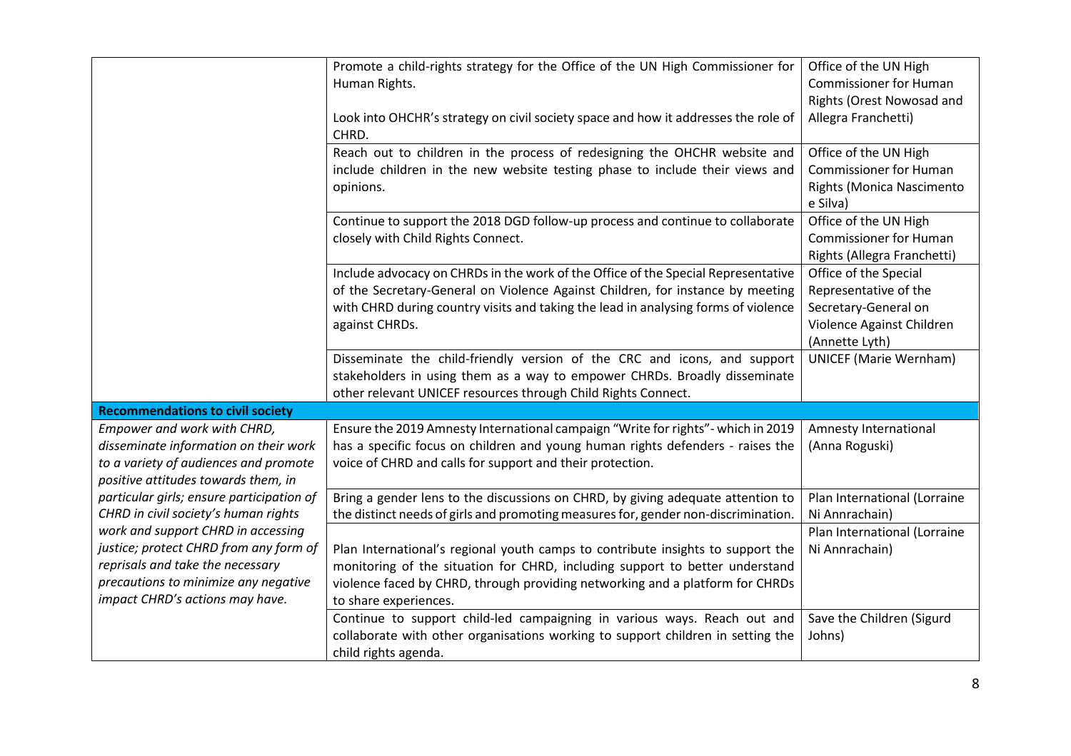| | | |
|---|---|---|
| | Promote a child-rights strategy for the Office of the UN High Commissioner for Human Rights.<br><br>Look into OHCHR's strategy on civil society space and how it addresses the role of CHRD. | Office of the UN High Commissioner for Human Rights (Orest Nowosad and Allegra Franchetti) |
| | Reach out to children in the process of redesigning the OHCHR website and include children in the new website testing phase to include their views and opinions. | Office of the UN High Commissioner for Human Rights (Monica Nascimento e Silva) |
| | Continue to support the 2018 DGD follow-up process and continue to collaborate closely with Child Rights Connect. | Office of the UN High Commissioner for Human Rights (Allegra Franchetti) |
| | Include advocacy on CHRDs in the work of the Office of the Special Representative of the Secretary-General on Violence Against Children, for instance by meeting with CHRD during country visits and taking the lead in analysing forms of violence against CHRDs. | Office of the Special Representative of the Secretary-General on Violence Against Children (Annette Lyth) |
| | Disseminate the child-friendly version of the CRC and icons, and support stakeholders in using them as a way to empower CHRDs. Broadly disseminate other relevant UNICEF resources through Child Rights Connect. | UNICEF (Marie Wernham) |
| **Recommendations to civil society** | | |
| *Empower and work with CHRD, disseminate information on their work to a variety of audiences and promote positive attitudes towards them, in particular girls; ensure participation of CHRD in civil society's human rights work and support CHRD in accessing justice; protect CHRD from any form of reprisals and take the necessary precautions to minimize any negative impact CHRD's actions may have.* | Ensure the 2019 Amnesty International campaign "Write for rights"- which in 2019 has a specific focus on children and young human rights defenders - raises the voice of CHRD and calls for support and their protection. | Amnesty International (Anna Roguski) |
| | Bring a gender lens to the discussions on CHRD, by giving adequate attention to the distinct needs of girls and promoting measures for, gender non-discrimination. | Plan International (Lorraine Ni Annrachain) |
| | Plan International's regional youth camps to contribute insights to support the monitoring of the situation for CHRD, including support to better understand violence faced by CHRD, through providing networking and a platform for CHRDs to share experiences. | Plan International (Lorraine Ni Annrachain) |
| | Continue to support child-led campaigning in various ways. Reach out and collaborate with other organisations working to support children in setting the child rights agenda. | Save the Children (Sigurd Johns) |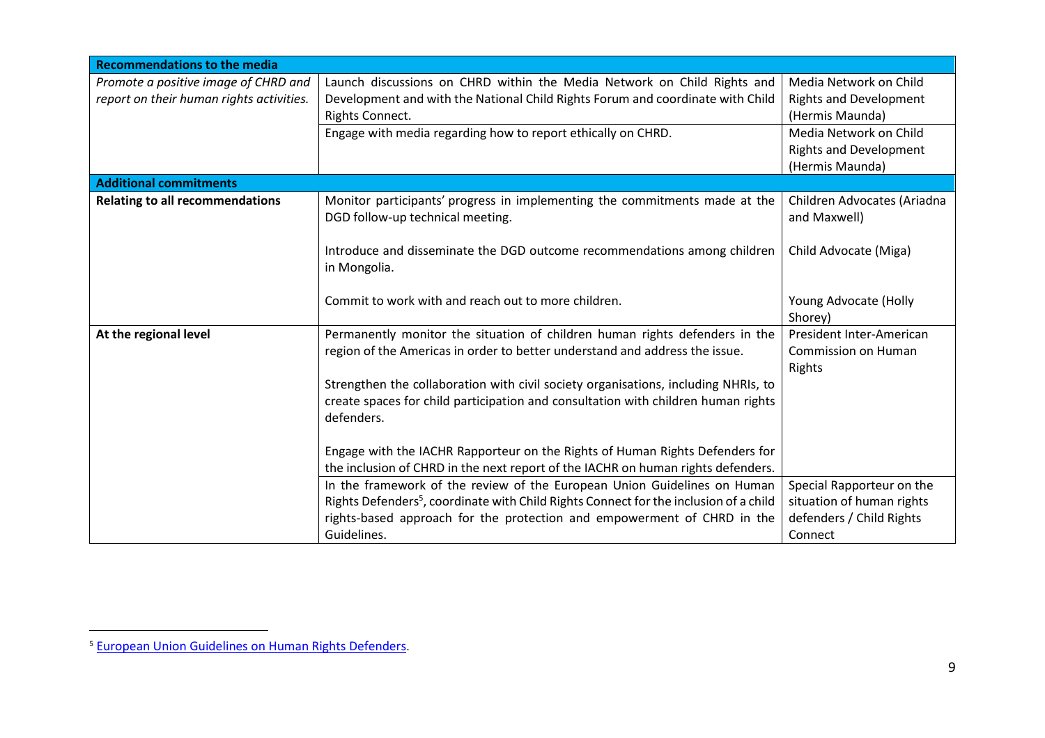| | | |
|---|---|---|
| **Recommendations to the media** | | |
| *Promote a positive image of CHRD and report on their human rights activities.* | Launch discussions on CHRD within the Media Network on Child Rights and Development and with the National Child Rights Forum and coordinate with Child Rights Connect. | Media Network on Child Rights and Development (Hermis Maunda) |
| | Engage with media regarding how to report ethically on CHRD. | Media Network on Child Rights and Development (Hermis Maunda) |
| **Additional commitments** | | |
| **Relating to all recommendations** | Monitor participants' progress in implementing the commitments made at the DGD follow-up technical meeting. | Children Advocates (Ariadna and Maxwell) |
| | Introduce and disseminate the DGD outcome recommendations among children in Mongolia. | Child Advocate (Miga) |
| | Commit to work with and reach out to more children. | Young Advocate (Holly Shorey) |
| **At the regional level** | Permanently monitor the situation of children human rights defenders in the region of the Americas in order to better understand and address the issue.<br><br>Strengthen the collaboration with civil society organisations, including NHRIs, to create spaces for child participation and consultation with children human rights defenders.<br><br>Engage with the IACHR Rapporteur on the Rights of Human Rights Defenders for the inclusion of CHRD in the next report of the IACHR on human rights defenders. | President Inter-American Commission on Human Rights |
| | In the framework of the review of the European Union Guidelines on Human Rights Defenders[5], coordinate with Child Rights Connect for the inclusion of a child rights-based approach for the protection and empowerment of CHRD in the Guidelines. | Special Rapporteur on the situation of human rights defenders / Child Rights Connect |

[5] European Union Guidelines on Human Rights Defenders.